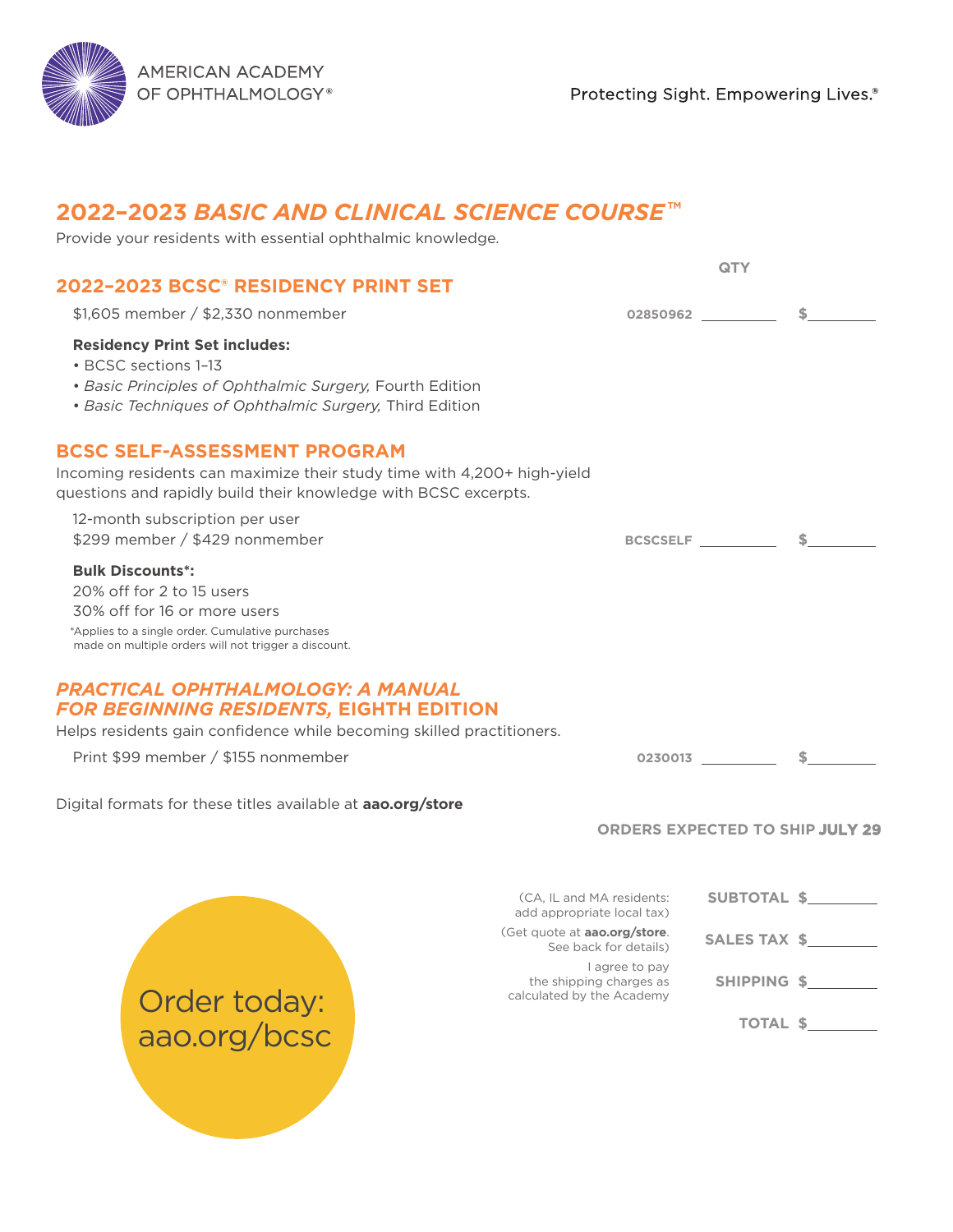AMERICAN ACADEMY OF OPHTHALMOLOGY®

Protecting Sight. Empowering Lives.®

# 2022–2023 *BASIC AND CLINICAL SCIENCE COURSE*™

Provide your residents with essential ophthalmic knowledge.

## 2022–2023 BCSC® RESIDENCY PRINT SET

| | | QTY | |
|---|---|---|---|
| $1,605 member / $2,330 nonmember | 02850962 | ________ | $________ |

**Residency Print Set includes:**

- BCSC sections 1–13
- *Basic Principles of Ophthalmic Surgery,* Fourth Edition
- *Basic Techniques of Ophthalmic Surgery,* Third Edition

## BCSC SELF-ASSESSMENT PROGRAM

Incoming residents can maximize their study time with 4,200+ high-yield questions and rapidly build their knowledge with BCSC excerpts.

| | | QTY | |
|---|---|---|---|
| 12-month subscription per user<br>$299 member / $429 nonmember | BCSCSELF | ________ | $________ |

**Bulk Discounts*:**

20% off for 2 to 15 users
30% off for 16 or more users

*Applies to a single order. Cumulative purchases made on multiple orders will not trigger a discount.

## *PRACTICAL OPHTHALMOLOGY: A MANUAL FOR BEGINNING RESIDENTS,* EIGHTH EDITION

Helps residents gain confidence while becoming skilled practitioners.

| | | QTY | |
|---|---|---|---|
| Print $99 member / $155 nonmember | 0230013 | ________ | $________ |

Digital formats for these titles available at **aao.org/store**

**ORDERS EXPECTED TO SHIP JULY 29**

| | | |
|---|---|---|
| (CA, IL and MA residents: add appropriate local tax) | **SUBTOTAL** | $________ |
| (Get quote at **aao.org/store**. See back for details) | **SALES TAX** | $________ |
| I agree to pay the shipping charges as calculated by the Academy | **SHIPPING** | $________ |
| | **TOTAL** | $________ |

Order today:
aao.org/bcsc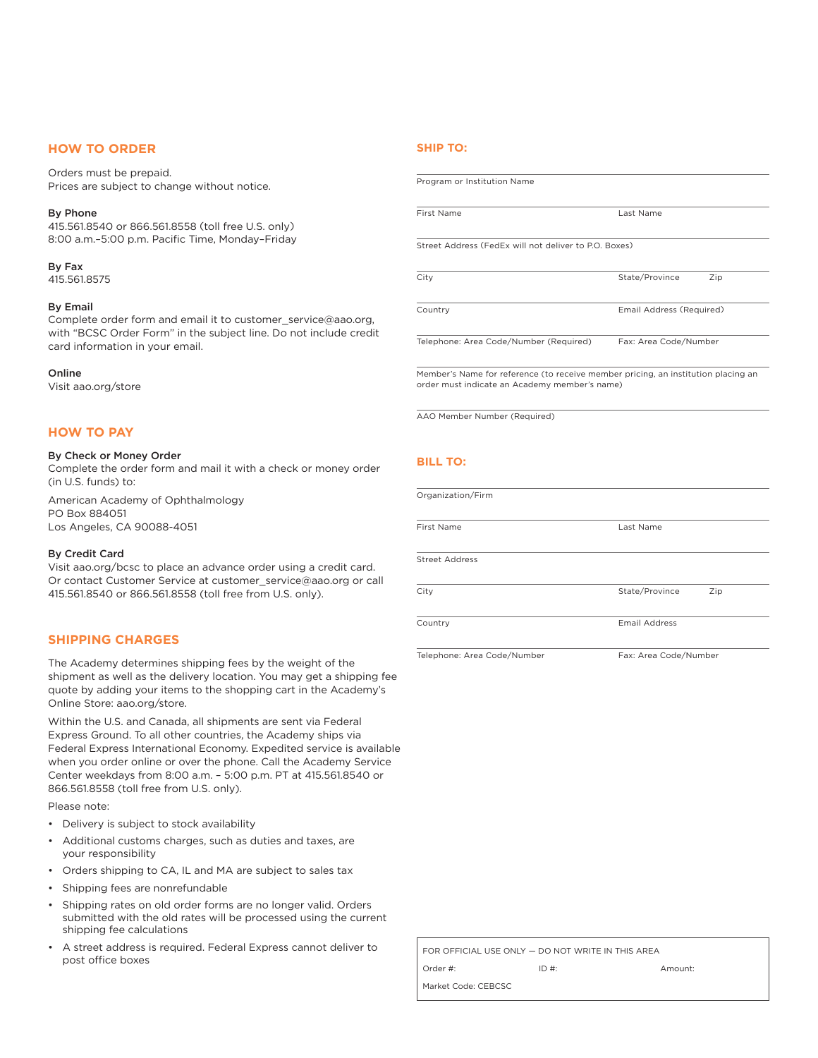## HOW TO ORDER

Orders must be prepaid.
Prices are subject to change without notice.

**By Phone**
415.561.8540 or 866.561.8558 (toll free U.S. only)
8:00 a.m.–5:00 p.m. Pacific Time, Monday–Friday

**By Fax**
415.561.8575

**By Email**
Complete order form and email it to customer_service@aao.org, with “BCSC Order Form” in the subject line. Do not include credit card information in your email.

**Online**
Visit aao.org/store

## HOW TO PAY

**By Check or Money Order**
Complete the order form and mail it with a check or money order (in U.S. funds) to:

American Academy of Ophthalmology
PO Box 884051
Los Angeles, CA 90088-4051

**By Credit Card**
Visit aao.org/bcsc to place an advance order using a credit card. Or contact Customer Service at customer_service@aao.org or call 415.561.8540 or 866.561.8558 (toll free from U.S. only).

## SHIPPING CHARGES

The Academy determines shipping fees by the weight of the shipment as well as the delivery location. You may get a shipping fee quote by adding your items to the shopping cart in the Academy’s Online Store: aao.org/store.

Within the U.S. and Canada, all shipments are sent via Federal Express Ground. To all other countries, the Academy ships via Federal Express International Economy. Expedited service is available when you order online or over the phone. Call the Academy Service Center weekdays from 8:00 a.m. – 5:00 p.m. PT at 415.561.8540 or 866.561.8558 (toll free from U.S. only).

Please note:

- Delivery is subject to stock availability
- Additional customs charges, such as duties and taxes, are your responsibility
- Orders shipping to CA, IL and MA are subject to sales tax
- Shipping fees are nonrefundable
- Shipping rates on old order forms are no longer valid. Orders submitted with the old rates will be processed using the current shipping fee calculations
- A street address is required. Federal Express cannot deliver to post office boxes

## SHIP TO:

Program or Institution Name

First Name | Last Name

Street Address (FedEx will not deliver to P.O. Boxes)

City | State/Province | Zip

Country | Email Address (Required)

Telephone: Area Code/Number (Required) | Fax: Area Code/Number

Member’s Name for reference (to receive member pricing, an institution placing an order must indicate an Academy member’s name)

AAO Member Number (Required)

## BILL TO:

Organization/Firm

First Name | Last Name

Street Address

City | State/Province | Zip

Country | Email Address

Telephone: Area Code/Number | Fax: Area Code/Number

FOR OFFICIAL USE ONLY — DO NOT WRITE IN THIS AREA

Order #: | ID #: | Amount:

Market Code: CEBCSC